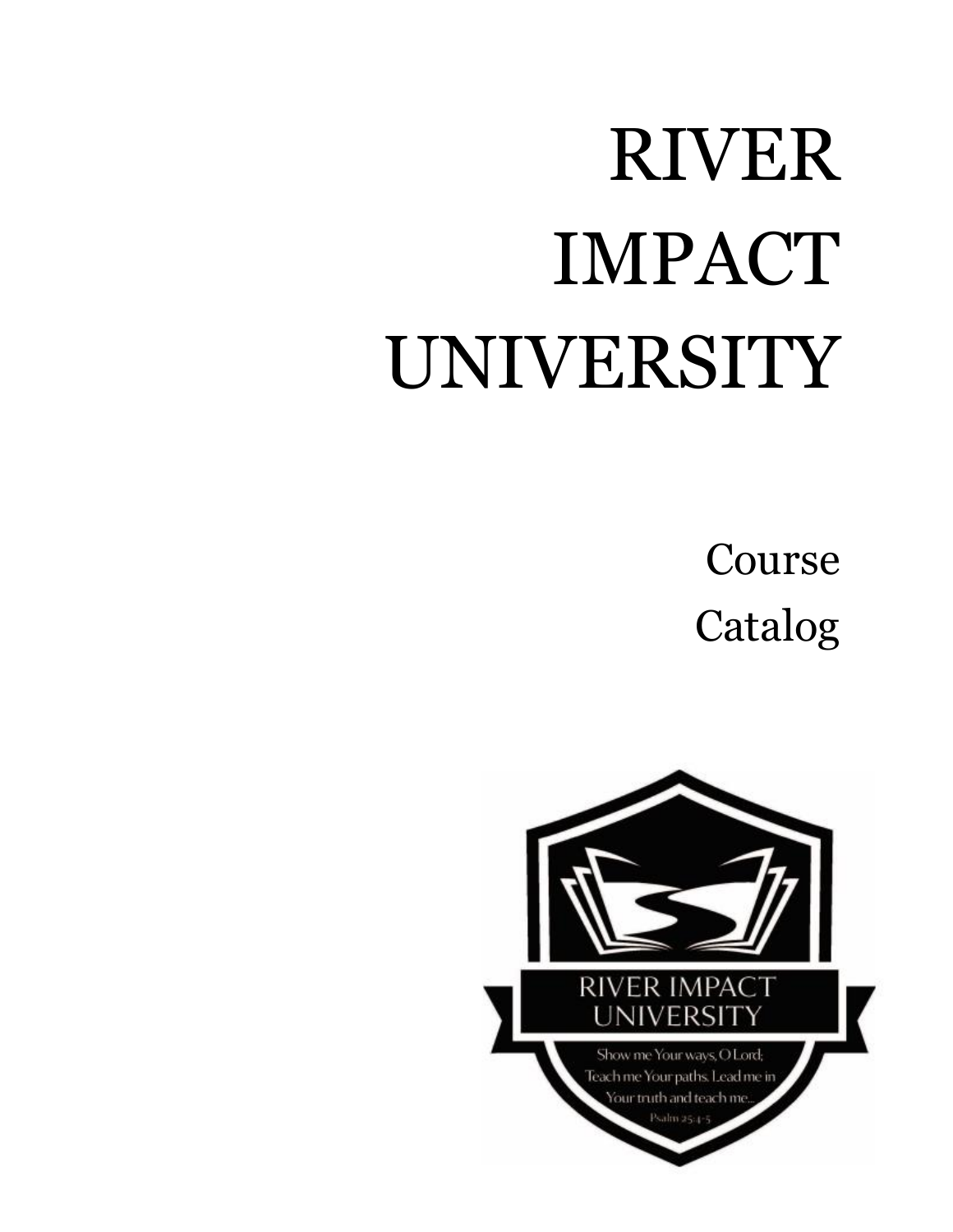# RIVER IMPACT UNIVERSITY

## Course Catalog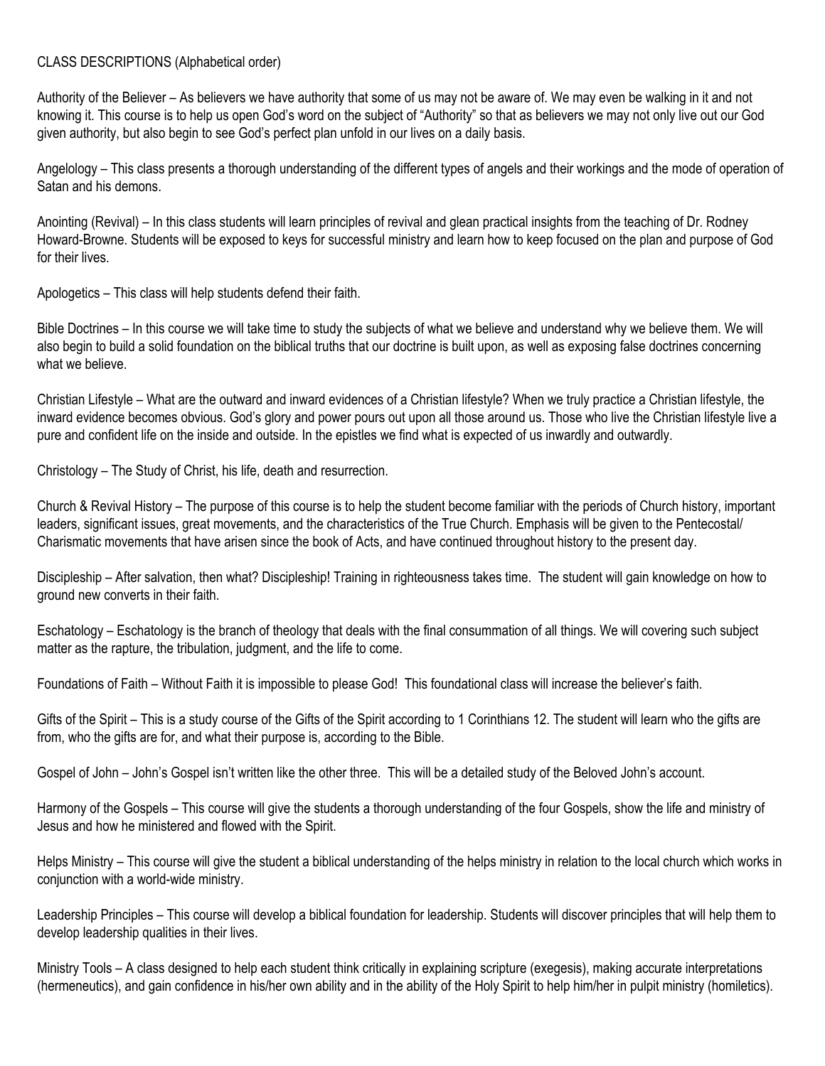CLASS DESCRIPTIONS (Alphabetical order)

Authority of the Believer – As believers we have authority that some of us may not be aware of. We may even be walking in it and not knowing it. This course is to help us open God's word on the subject of "Authority" so that as believers we may not only live out our God given authority, but also begin to see God's perfect plan unfold in our lives on a daily basis.

Angelology – This class presents a thorough understanding of the different types of angels and their workings and the mode of operation of Satan and his demons.

Anointing (Revival) – In this class students will learn principles of revival and glean practical insights from the teaching of Dr. Rodney Howard-Browne. Students will be exposed to keys for successful ministry and learn how to keep focused on the plan and purpose of God for their lives.

Apologetics – This class will help students defend their faith.

Bible Doctrines – In this course we will take time to study the subjects of what we believe and understand why we believe them. We will also begin to build a solid foundation on the biblical truths that our doctrine is built upon, as well as exposing false doctrines concerning what we believe.

Christian Lifestyle – What are the outward and inward evidences of a Christian lifestyle? When we truly practice a Christian lifestyle, the inward evidence becomes obvious. God's glory and power pours out upon all those around us. Those who live the Christian lifestyle live a pure and confident life on the inside and outside. In the epistles we find what is expected of us inwardly and outwardly.

Christology – The Study of Christ, his life, death and resurrection.

Church & Revival History – The purpose of this course is to help the student become familiar with the periods of Church history, important leaders, significant issues, great movements, and the characteristics of the True Church. Emphasis will be given to the Pentecostal/ Charismatic movements that have arisen since the book of Acts, and have continued throughout history to the present day.

Discipleship – After salvation, then what? Discipleship! Training in righteousness takes time. The student will gain knowledge on how to ground new converts in their faith.

Eschatology – Eschatology is the branch of theology that deals with the final consummation of all things. We will covering such subject matter as the rapture, the tribulation, judgment, and the life to come.

Foundations of Faith – Without Faith it is impossible to please God! This foundational class will increase the believer's faith.

Gifts of the Spirit – This is a study course of the Gifts of the Spirit according to 1 Corinthians 12. The student will learn who the gifts are from, who the gifts are for, and what their purpose is, according to the Bible.

Gospel of John – John's Gospel isn't written like the other three. This will be a detailed study of the Beloved John's account.

Harmony of the Gospels – This course will give the students a thorough understanding of the four Gospels, show the life and ministry of Jesus and how he ministered and flowed with the Spirit.

Helps Ministry – This course will give the student a biblical understanding of the helps ministry in relation to the local church which works in conjunction with a world-wide ministry.

Leadership Principles – This course will develop a biblical foundation for leadership. Students will discover principles that will help them to develop leadership qualities in their lives.

Ministry Tools – A class designed to help each student think critically in explaining scripture (exegesis), making accurate interpretations (hermeneutics), and gain confidence in his/her own ability and in the ability of the Holy Spirit to help him/her in pulpit ministry (homiletics).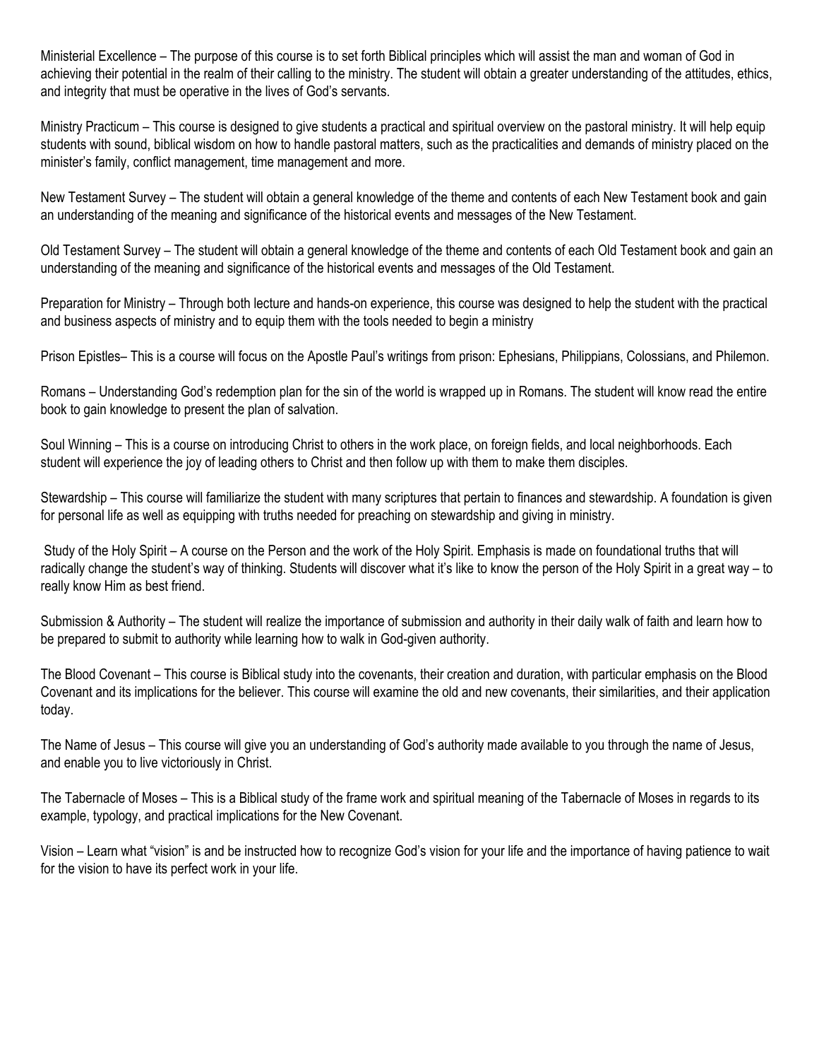Ministerial Excellence – The purpose of this course is to set forth Biblical principles which will assist the man and woman of God in achieving their potential in the realm of their calling to the ministry. The student will obtain a greater understanding of the attitudes, ethics, and integrity that must be operative in the lives of God's servants.

Ministry Practicum – This course is designed to give students a practical and spiritual overview on the pastoral ministry. It will help equip students with sound, biblical wisdom on how to handle pastoral matters, such as the practicalities and demands of ministry placed on the minister's family, conflict management, time management and more.

New Testament Survey – The student will obtain a general knowledge of the theme and contents of each New Testament book and gain an understanding of the meaning and significance of the historical events and messages of the New Testament.

Old Testament Survey – The student will obtain a general knowledge of the theme and contents of each Old Testament book and gain an understanding of the meaning and significance of the historical events and messages of the Old Testament.

Preparation for Ministry – Through both lecture and hands-on experience, this course was designed to help the student with the practical and business aspects of ministry and to equip them with the tools needed to begin a ministry

Prison Epistles– This is a course will focus on the Apostle Paul's writings from prison: Ephesians, Philippians, Colossians, and Philemon.

Romans – Understanding God's redemption plan for the sin of the world is wrapped up in Romans. The student will know read the entire book to gain knowledge to present the plan of salvation.

Soul Winning – This is a course on introducing Christ to others in the work place, on foreign fields, and local neighborhoods. Each student will experience the joy of leading others to Christ and then follow up with them to make them disciples.

Stewardship – This course will familiarize the student with many scriptures that pertain to finances and stewardship. A foundation is given for personal life as well as equipping with truths needed for preaching on stewardship and giving in ministry.

Study of the Holy Spirit – A course on the Person and the work of the Holy Spirit. Emphasis is made on foundational truths that will radically change the student's way of thinking. Students will discover what it's like to know the person of the Holy Spirit in a great way – to really know Him as best friend.

Submission & Authority – The student will realize the importance of submission and authority in their daily walk of faith and learn how to be prepared to submit to authority while learning how to walk in God-given authority.

The Blood Covenant – This course is Biblical study into the covenants, their creation and duration, with particular emphasis on the Blood Covenant and its implications for the believer. This course will examine the old and new covenants, their similarities, and their application today.

The Name of Jesus – This course will give you an understanding of God's authority made available to you through the name of Jesus, and enable you to live victoriously in Christ.

The Tabernacle of Moses – This is a Biblical study of the frame work and spiritual meaning of the Tabernacle of Moses in regards to its example, typology, and practical implications for the New Covenant.

Vision – Learn what "vision" is and be instructed how to recognize God's vision for your life and the importance of having patience to wait for the vision to have its perfect work in your life.